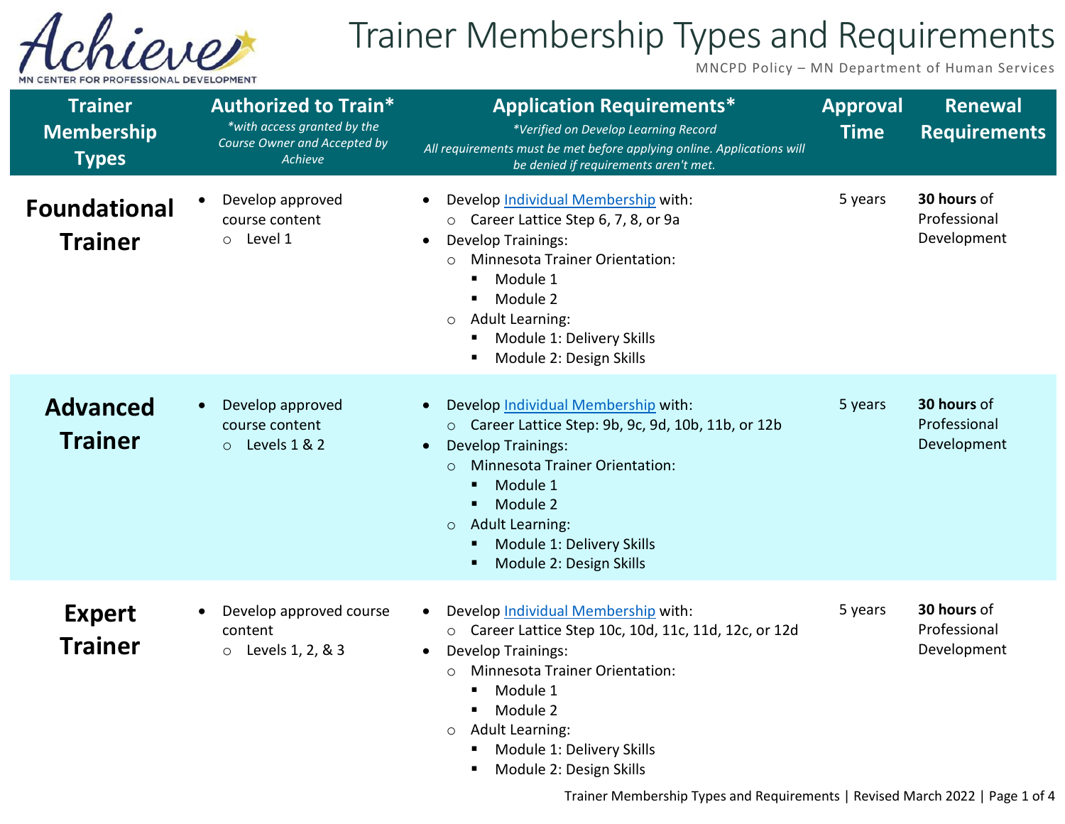# Trainer Membership Types and Requirements

MNCPD Policy – MN Department of Human Services

| Trainer Membership Types | Authorized to Train* *with access granted by the Course Owner and Accepted by Achieve* | Application Requirements* *Verified on Develop Learning Record All requirements must be met before applying online. Applications will be denied if requirements aren't met.* | Approval Time | Renewal Requirements |
|---|---|---|---|---|
| **Foundational Trainer** | • Develop approved course content<br>○ Level 1 | • Develop Individual Membership with:<br>○ Career Lattice Step 6, 7, 8, or 9a<br>• Develop Trainings:<br>○ Minnesota Trainer Orientation:<br>▪ Module 1<br>▪ Module 2<br>○ Adult Learning:<br>▪ Module 1: Delivery Skills<br>▪ Module 2: Design Skills | 5 years | **30 hours** of Professional Development |
| **Advanced Trainer** | • Develop approved course content<br>○ Levels 1 & 2 | • Develop Individual Membership with:<br>○ Career Lattice Step: 9b, 9c, 9d, 10b, 11b, or 12b<br>• Develop Trainings:<br>○ Minnesota Trainer Orientation:<br>▪ Module 1<br>▪ Module 2<br>○ Adult Learning:<br>▪ Module 1: Delivery Skills<br>▪ Module 2: Design Skills | 5 years | **30 hours** of Professional Development |
| **Expert Trainer** | • Develop approved course content<br>○ Levels 1, 2, & 3 | • Develop Individual Membership with:<br>○ Career Lattice Step 10c, 10d, 11c, 11d, 12c, or 12d<br>• Develop Trainings:<br>○ Minnesota Trainer Orientation:<br>▪ Module 1<br>▪ Module 2<br>○ Adult Learning:<br>▪ Module 1: Delivery Skills<br>▪ Module 2: Design Skills | 5 years | **30 hours** of Professional Development |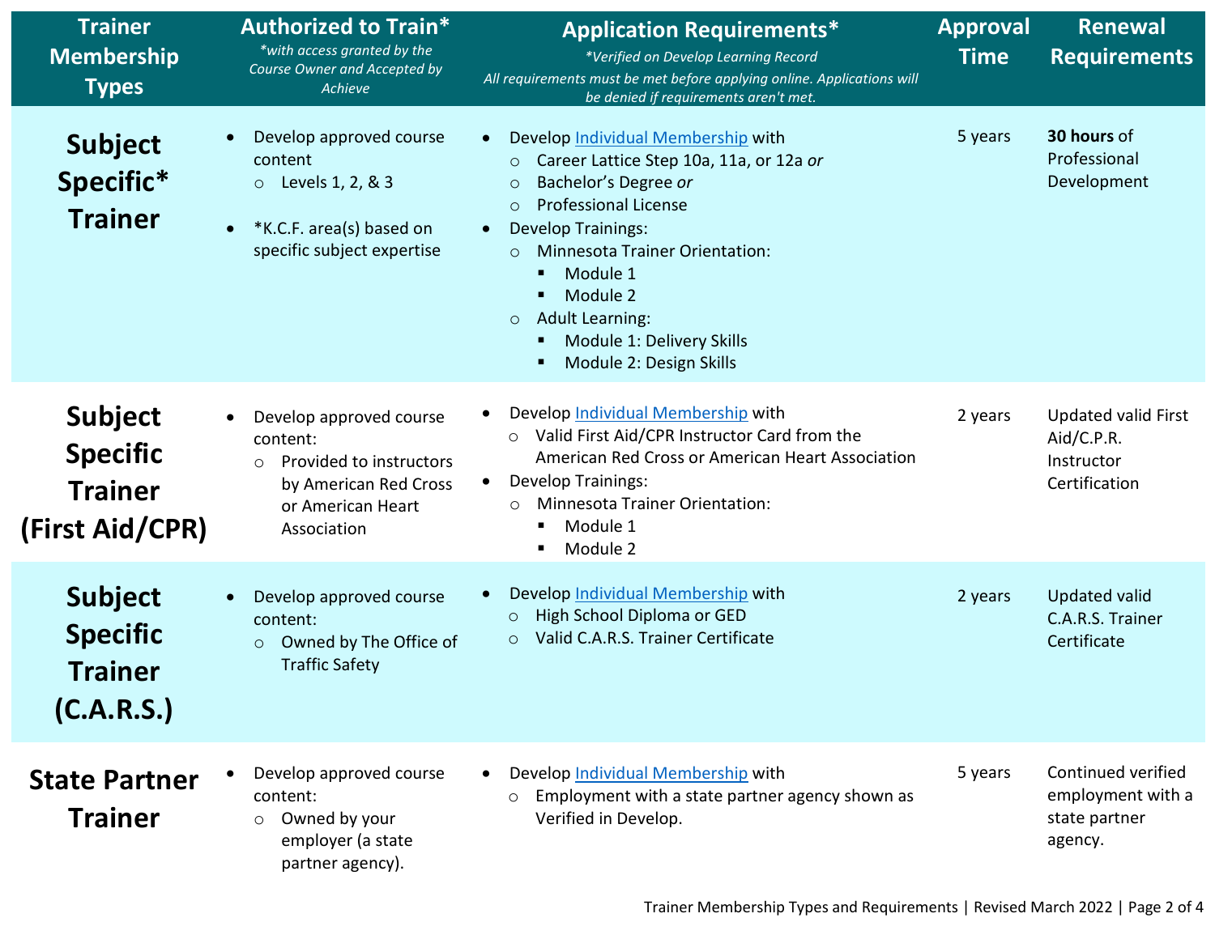| Trainer Membership Types | Authorized to Train* <br>*\*with access granted by the Course Owner and Accepted by Achieve* | Application Requirements* <br>*\*Verified on Develop Learning Record* <br>*All requirements must be met before applying online. Applications will be denied if requirements aren't met.* | Approval Time | Renewal Requirements |
|---|---|---|---|---|
| **Subject Specific\* Trainer** | • Develop approved course content<br>&nbsp;&nbsp;○ Levels 1, 2, & 3<br>• *K.C.F. area(s) based on specific subject expertise | • Develop Individual Membership with<br>&nbsp;&nbsp;○ Career Lattice Step 10a, 11a, or 12a *or*<br>&nbsp;&nbsp;○ Bachelor's Degree *or*<br>&nbsp;&nbsp;○ Professional License<br>• Develop Trainings:<br>&nbsp;&nbsp;○ Minnesota Trainer Orientation:<br>&nbsp;&nbsp;&nbsp;&nbsp;▪ Module 1<br>&nbsp;&nbsp;&nbsp;&nbsp;▪ Module 2<br>&nbsp;&nbsp;○ Adult Learning:<br>&nbsp;&nbsp;&nbsp;&nbsp;▪ Module 1: Delivery Skills<br>&nbsp;&nbsp;&nbsp;&nbsp;▪ Module 2: Design Skills | 5 years | **30 hours** of Professional Development |
| **Subject Specific Trainer (First Aid/CPR)** | • Develop approved course content:<br>&nbsp;&nbsp;○ Provided to instructors by American Red Cross or American Heart Association | • Develop Individual Membership with<br>&nbsp;&nbsp;○ Valid First Aid/CPR Instructor Card from the American Red Cross or American Heart Association<br>• Develop Trainings:<br>&nbsp;&nbsp;○ Minnesota Trainer Orientation:<br>&nbsp;&nbsp;&nbsp;&nbsp;▪ Module 1<br>&nbsp;&nbsp;&nbsp;&nbsp;▪ Module 2 | 2 years | Updated valid First Aid/C.P.R. Instructor Certification |
| **Subject Specific Trainer (C.A.R.S.)** | • Develop approved course content:<br>&nbsp;&nbsp;○ Owned by The Office of Traffic Safety | • Develop Individual Membership with<br>&nbsp;&nbsp;○ High School Diploma or GED<br>&nbsp;&nbsp;○ Valid C.A.R.S. Trainer Certificate | 2 years | Updated valid C.A.R.S. Trainer Certificate |
| **State Partner Trainer** | • Develop approved course content:<br>&nbsp;&nbsp;○ Owned by your employer (a state partner agency). | • Develop Individual Membership with<br>&nbsp;&nbsp;○ Employment with a state partner agency shown as Verified in Develop. | 5 years | Continued verified employment with a state partner agency. |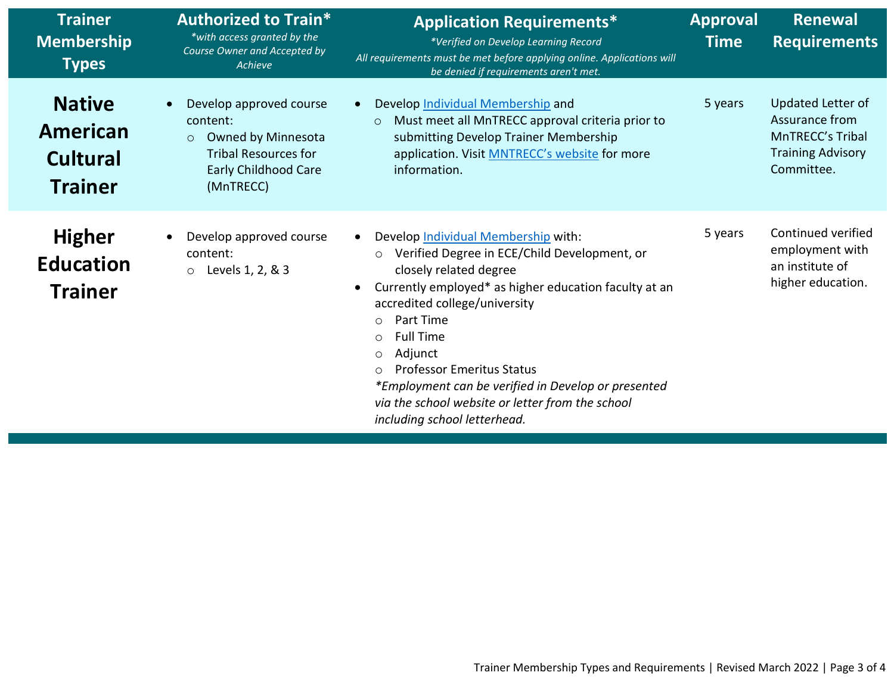| Trainer Membership Types | Authorized to Train* *with access granted by the Course Owner and Accepted by Achieve | Application Requirements* *Verified on Develop Learning Record All requirements must be met before applying online. Applications will be denied if requirements aren't met. | Approval Time | Renewal Requirements |
|---|---|---|---|---|
| **Native American Cultural Trainer** | • Develop approved course content:<br>  ○ Owned by Minnesota Tribal Resources for Early Childhood Care (MnTRECC) | • Develop Individual Membership and<br>  ○ Must meet all MnTRECC approval criteria prior to submitting Develop Trainer Membership application. Visit MNTRECC's website for more information. | 5 years | Updated Letter of Assurance from MnTRECC's Tribal Training Advisory Committee. |
| **Higher Education Trainer** | • Develop approved course content:<br>  ○ Levels 1, 2, & 3 | • Develop Individual Membership with:<br>  ○ Verified Degree in ECE/Child Development, or closely related degree<br>• Currently employed* as higher education faculty at an accredited college/university<br>  ○ Part Time<br>  ○ Full Time<br>  ○ Adjunct<br>  ○ Professor Emeritus Status<br>*\*Employment can be verified in Develop or presented via the school website or letter from the school including school letterhead.* | 5 years | Continued verified employment with an institute of higher education. |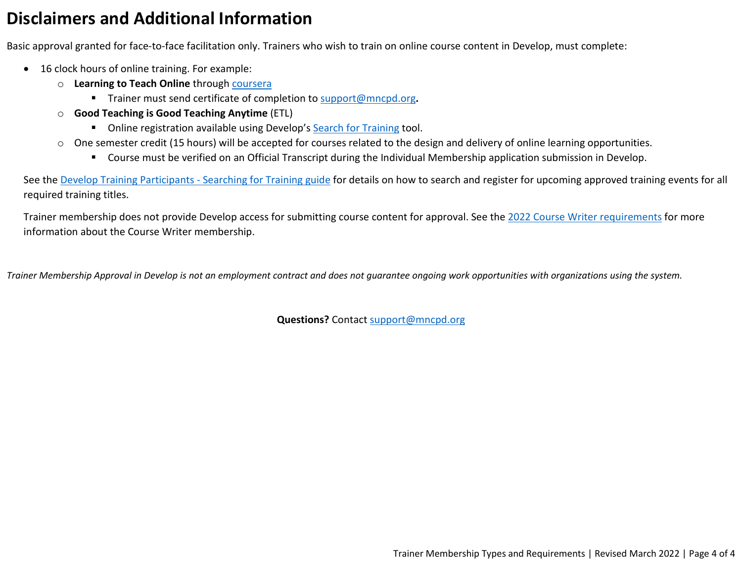# Disclaimers and Additional Information

Basic approval granted for face-to-face facilitation only. Trainers who wish to train on online course content in Develop, must complete:

- 16 clock hours of online training. For example:
  - **Learning to Teach Online** through coursera
    - Trainer must send certificate of completion to support@mncpd.org**.**
  - **Good Teaching is Good Teaching Anytime** (ETL)
    - Online registration available using Develop's Search for Training tool.
  - One semester credit (15 hours) will be accepted for courses related to the design and delivery of online learning opportunities.
    - Course must be verified on an Official Transcript during the Individual Membership application submission in Develop.

See the Develop Training Participants - Searching for Training guide for details on how to search and register for upcoming approved training events for all required training titles.

Trainer membership does not provide Develop access for submitting course content for approval. See the 2022 Course Writer requirements for more information about the Course Writer membership.

*Trainer Membership Approval in Develop is not an employment contract and does not guarantee ongoing work opportunities with organizations using the system.*

**Questions?** Contact support@mncpd.org